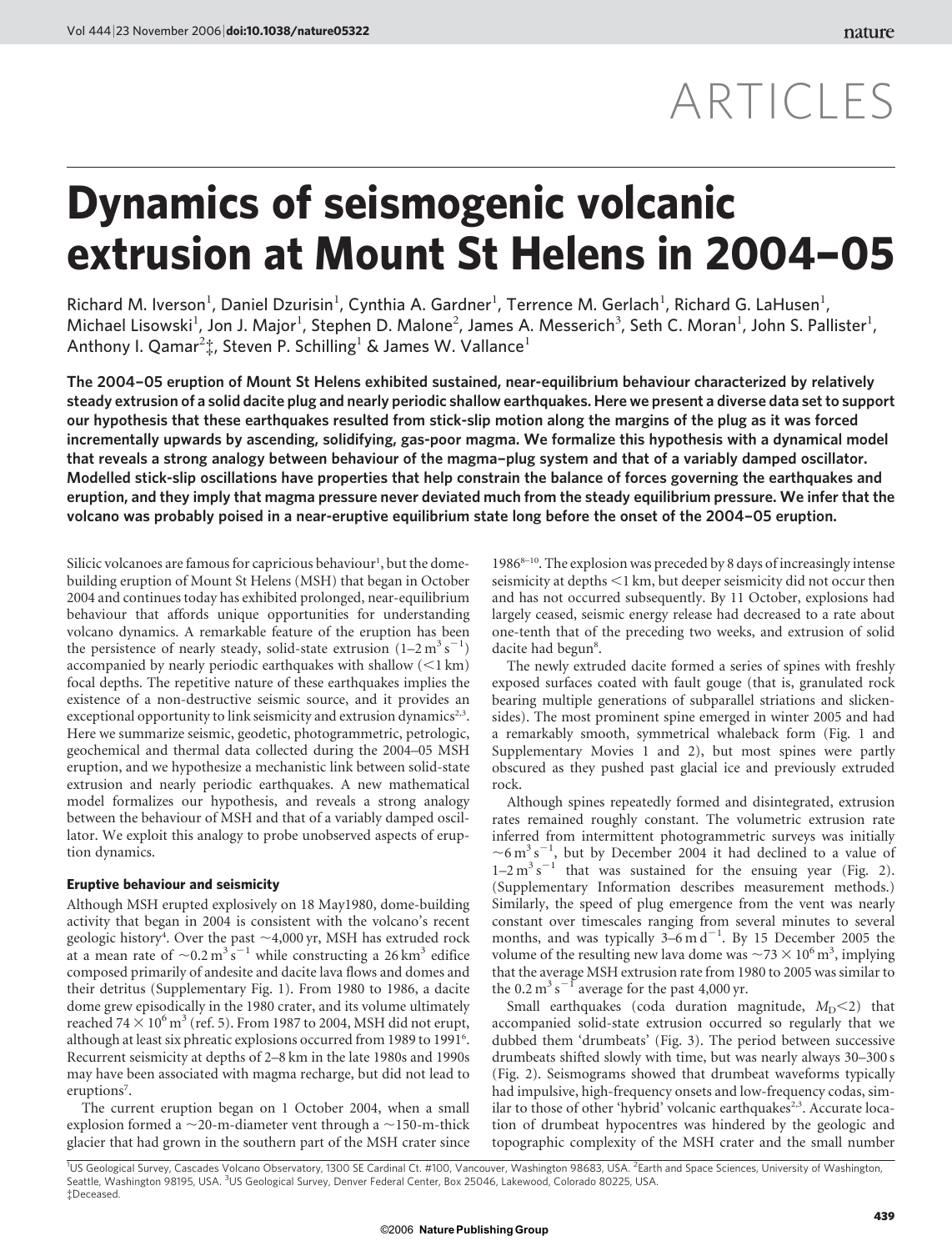ARTICLES

# Dynamics of seismogenic volcanic extrusion at Mount St Helens in 2004–05

Richard M. Iverson[1], Daniel Dzurisin[1], Cynthia A. Gardner[1], Terrence M. Gerlach[1], Richard G. LaHusen[1], Michael Lisowski[1], Jon J. Major[1], Stephen D. Malone[2], James A. Messerich[3], Seth C. Moran[1], John S. Pallister[1], Anthony I. Qamar[2]‡, Steven P. Schilling[1] & James W. Vallance[1]

**The 2004–05 eruption of Mount St Helens exhibited sustained, near-equilibrium behaviour characterized by relatively steady extrusion of a solid dacite plug and nearly periodic shallow earthquakes. Here we present a diverse data set to support our hypothesis that these earthquakes resulted from stick-slip motion along the margins of the plug as it was forced incrementally upwards by ascending, solidifying, gas-poor magma. We formalize this hypothesis with a dynamical model that reveals a strong analogy between behaviour of the magma–plug system and that of a variably damped oscillator. Modelled stick-slip oscillations have properties that help constrain the balance of forces governing the earthquakes and eruption, and they imply that magma pressure never deviated much from the steady equilibrium pressure. We infer that the volcano was probably poised in a near-eruptive equilibrium state long before the onset of the 2004–05 eruption.**

Silicic volcanoes are famous for capricious behaviour[1], but the dome-building eruption of Mount St Helens (MSH) that began in October 2004 and continues today has exhibited prolonged, near-equilibrium behaviour that affords unique opportunities for understanding volcano dynamics. A remarkable feature of the eruption has been the persistence of nearly steady, solid-state extrusion ($1$–$2\,m^3\,s^{-1}$) accompanied by nearly periodic earthquakes with shallow (<1 km) focal depths. The repetitive nature of these earthquakes implies the existence of a non-destructive seismic source, and it provides an exceptional opportunity to link seismicity and extrusion dynamics[2,3]. Here we summarize seismic, geodetic, photogrammetric, petrologic, geochemical and thermal data collected during the 2004–05 MSH eruption, and we hypothesize a mechanistic link between solid-state extrusion and nearly periodic earthquakes. A new mathematical model formalizes our hypothesis, and reveals a strong analogy between the behaviour of MSH and that of a variably damped oscillator. We exploit this analogy to probe unobserved aspects of eruption dynamics.

## Eruptive behaviour and seismicity

Although MSH erupted explosively on 18 May 1980, dome-building activity that began in 2004 is consistent with the volcano's recent geologic history[4]. Over the past ~4,000 yr, MSH has extruded rock at a mean rate of $\sim 0.2\,m^3\,s^{-1}$ while constructing a $26\,km^3$ edifice composed primarily of andesite and dacite lava flows and domes and their detritus (Supplementary Fig. 1). From 1980 to 1986, a dacite dome grew episodically in the 1980 crater, and its volume ultimately reached $74 \times 10^6\,m^3$ (ref. 5). From 1987 to 2004, MSH did not erupt, although at least six phreatic explosions occurred from 1989 to 1991[6]. Recurrent seismicity at depths of 2–8 km in the late 1980s and 1990s may have been associated with magma recharge, but did not lead to eruptions[7].

The current eruption began on 1 October 2004, when a small explosion formed a ~20-m-diameter vent through a ~150-m-thick glacier that had grown in the southern part of the MSH crater since 1986[8–10]. The explosion was preceded by 8 days of increasingly intense seismicity at depths <1 km, but deeper seismicity did not occur then and has not occurred subsequently. By 11 October, explosions had largely ceased, seismic energy release had decreased to a rate about one-tenth that of the preceding two weeks, and extrusion of solid dacite had begun[8].

The newly extruded dacite formed a series of spines with freshly exposed surfaces coated with fault gouge (that is, granulated rock bearing multiple generations of subparallel striations and slickensides). The most prominent spine emerged in winter 2005 and had a remarkably smooth, symmetrical whaleback form (Fig. 1 and Supplementary Movies 1 and 2), but most spines were partly obscured as they pushed past glacial ice and previously extruded rock.

Although spines repeatedly formed and disintegrated, extrusion rates remained roughly constant. The volumetric extrusion rate inferred from intermittent photogrammetric surveys was initially $\sim 6\,m^3\,s^{-1}$, but by December 2004 it had declined to a value of $1$–$2\,m^3\,s^{-1}$ that was sustained for the ensuing year (Fig. 2). (Supplementary Information describes measurement methods.) Similarly, the speed of plug emergence from the vent was nearly constant over timescales ranging from several minutes to several months, and was typically $3$–$6\,m\,d^{-1}$. By 15 December 2005 the volume of the resulting new lava dome was $\sim 73 \times 10^6\,m^3$, implying that the average MSH extrusion rate from 1980 to 2005 was similar to the $0.2\,m^3\,s^{-1}$ average for the past 4,000 yr.

Small earthquakes (coda duration magnitude, $M_D < 2$) that accompanied solid-state extrusion occurred so regularly that we dubbed them 'drumbeats' (Fig. 3). The period between successive drumbeats shifted slowly with time, but was nearly always 30–300 s (Fig. 2). Seismograms showed that drumbeat waveforms typically had impulsive, high-frequency onsets and low-frequency codas, similar to those of other 'hybrid' volcanic earthquakes[2,3]. Accurate location of drumbeat hypocentres was hindered by the geologic and topographic complexity of the MSH crater and the small number

[1]US Geological Survey, Cascades Volcano Observatory, 1300 SE Cardinal Ct. #100, Vancouver, Washington 98683, USA. [2]Earth and Space Sciences, University of Washington, Seattle, Washington 98195, USA. [3]US Geological Survey, Denver Federal Center, Box 25046, Lakewood, Colorado 80225, USA.
‡Deceased.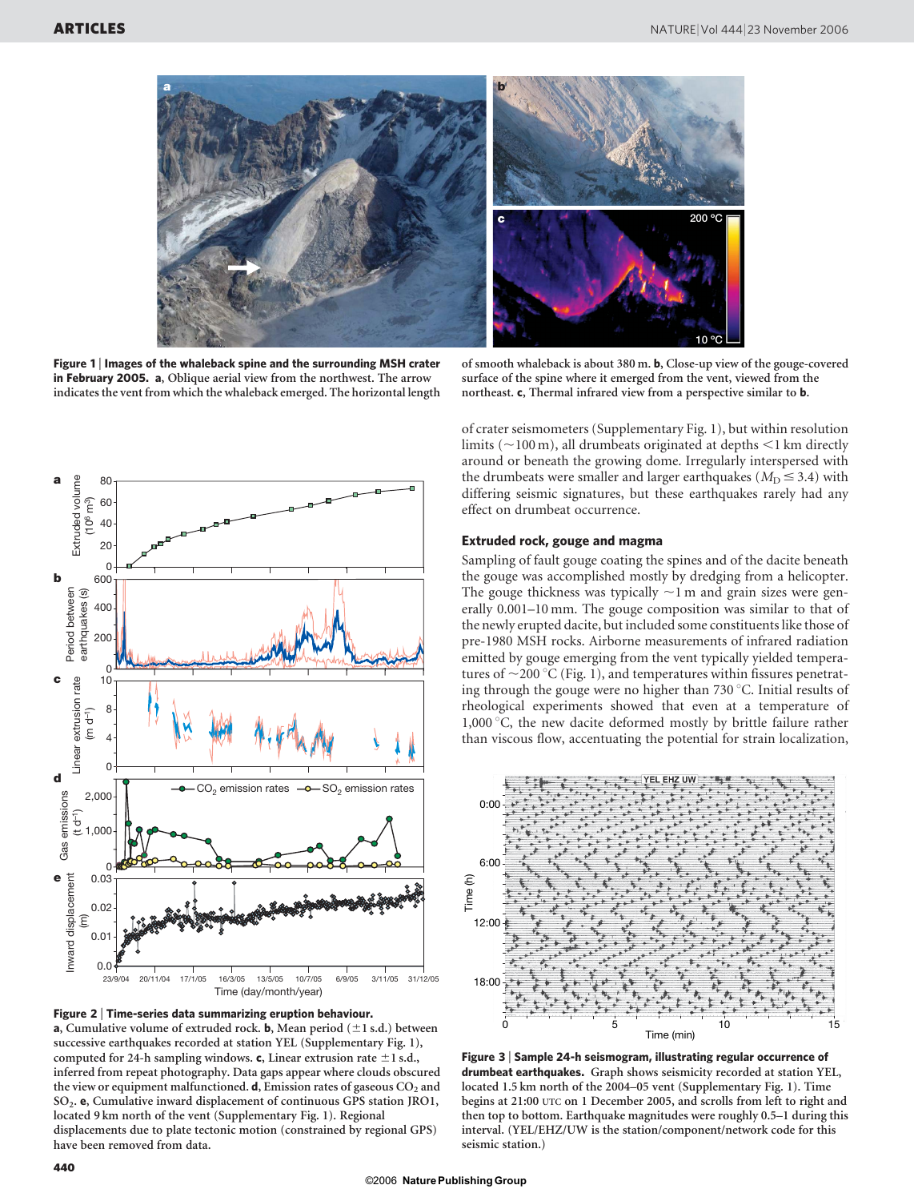**Figure 1 | Images of the whaleback spine and the surrounding MSH crater in February 2005.** **a**, Oblique aerial view from the northwest. The arrow indicates the vent from which the whaleback emerged. The horizontal length of smooth whaleback is about 380 m. **b**, Close-up view of the gouge-covered surface of the spine where it emerged from the vent, viewed from the northeast. **c**, Thermal infrared view from a perspective similar to **b**.

**Figure 2 | Time-series data summarizing eruption behaviour.** **a**, Cumulative volume of extruded rock. **b**, Mean period (±1 s.d.) between successive earthquakes recorded at station YEL (Supplementary Fig. 1), computed for 24-h sampling windows. **c**, Linear extrusion rate ±1 s.d., inferred from repeat photography. Data gaps appear where clouds obscured the view or equipment malfunctioned. **d**, Emission rates of gaseous $CO_2$ and $SO_2$. **e**, Cumulative inward displacement of continuous GPS station JRO1, located 9 km north of the vent (Supplementary Fig. 1). Regional displacements due to plate tectonic motion (constrained by regional GPS) have been removed from data.

of crater seismometers (Supplementary Fig. 1), but within resolution limits (~100 m), all drumbeats originated at depths <1 km directly around or beneath the growing dome. Irregularly interspersed with the drumbeats were smaller and larger earthquakes ($M_D \leq 3.4$) with differing seismic signatures, but these earthquakes rarely had any effect on drumbeat occurrence.

## Extruded rock, gouge and magma

Sampling of fault gouge coating the spines and of the dacite beneath the gouge was accomplished mostly by dredging from a helicopter. The gouge thickness was typically ~1 m and grain sizes were generally 0.001–10 mm. The gouge composition was similar to that of the newly erupted dacite, but included some constituents like those of pre-1980 MSH rocks. Airborne measurements of infrared radiation emitted by gouge emerging from the vent typically yielded temperatures of ~200 °C (Fig. 1), and temperatures within fissures penetrating through the gouge were no higher than 730 °C. Initial results of rheological experiments showed that even at a temperature of 1,000 °C, the new dacite deformed mostly by brittle failure rather than viscous flow, accentuating the potential for strain localization,

**Figure 3 | Sample 24-h seismogram, illustrating regular occurrence of drumbeat earthquakes.** Graph shows seismicity recorded at station YEL, located 1.5 km north of the 2004–05 vent (Supplementary Fig. 1). Time begins at 21:00 UTC on 1 December 2005, and scrolls from left to right and then top to bottom. Earthquake magnitudes were roughly 0.5–1 during this interval. (YEL/EHZ/UW is the station/component/network code for this seismic station.)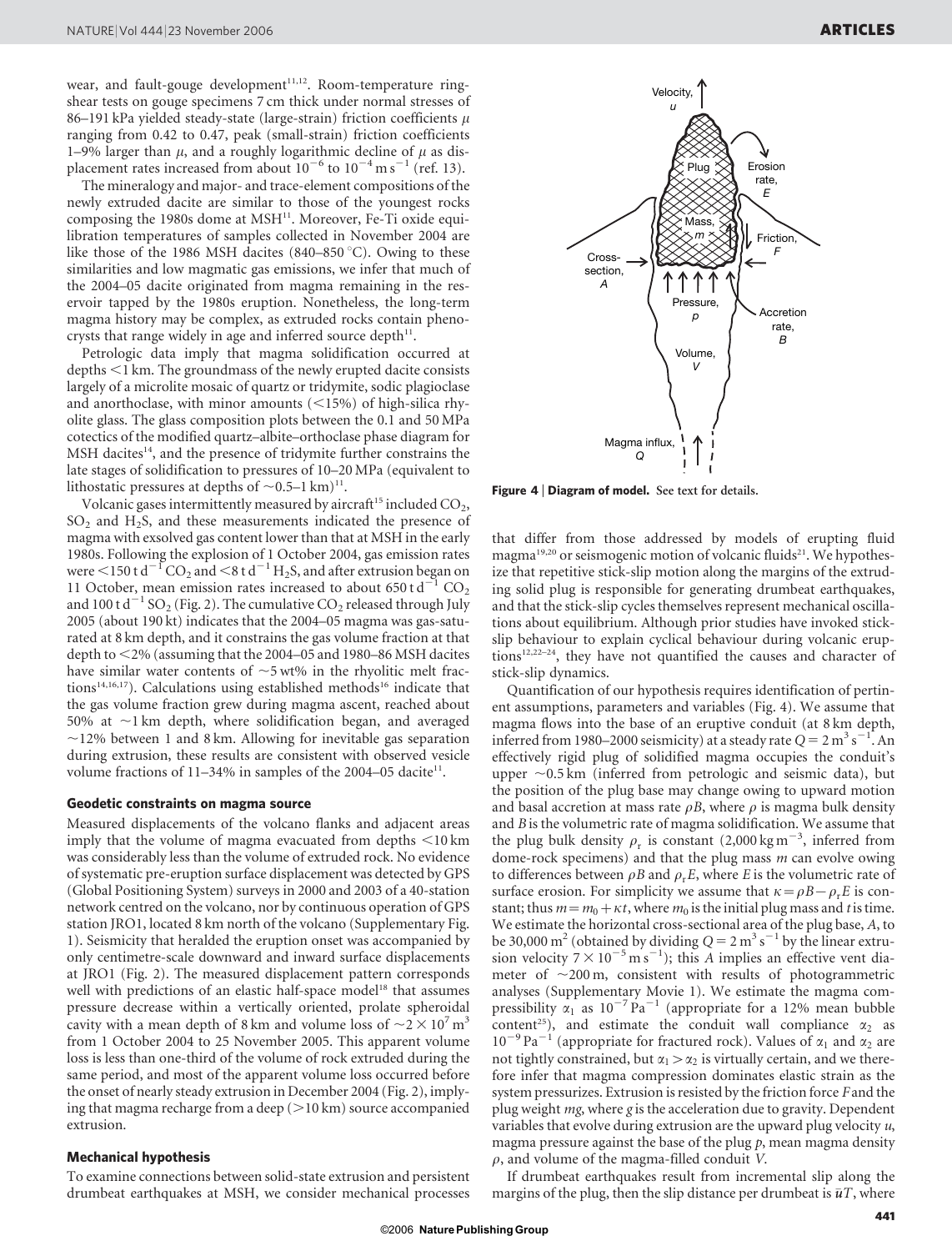wear, and fault-gouge development[11,12]. Room-temperature ring-shear tests on gouge specimens 7 cm thick under normal stresses of 86–191 kPa yielded steady-state (large-strain) friction coefficients $\mu$ ranging from 0.42 to 0.47, peak (small-strain) friction coefficients 1–9% larger than $\mu$, and a roughly logarithmic decline of $\mu$ as displacement rates increased from about $10^{-6}$ to $10^{-4}\,\mathrm{m\,s^{-1}}$ (ref. 13).

The mineralogy and major- and trace-element compositions of the newly extruded dacite are similar to those of the youngest rocks composing the 1980s dome at MSH[11]. Moreover, Fe-Ti oxide equilibration temperatures of samples collected in November 2004 are like those of the 1986 MSH dacites (840–850 °C). Owing to these similarities and low magmatic gas emissions, we infer that much of the 2004–05 dacite originated from magma remaining in the reservoir tapped by the 1980s eruption. Nonetheless, the long-term magma history may be complex, as extruded rocks contain phenocrysts that range widely in age and inferred source depth[11].

Petrologic data imply that magma solidification occurred at depths <1 km. The groundmass of the newly erupted dacite consists largely of a microlite mosaic of quartz or tridymite, sodic plagioclase and anorthoclase, with minor amounts (<15%) of high-silica rhyolite glass. The glass composition plots between the 0.1 and 50 MPa cotectics of the modified quartz–albite–orthoclase phase diagram for MSH dacites[14], and the presence of tridymite further constrains the late stages of solidification to pressures of 10–20 MPa (equivalent to lithostatic pressures at depths of ~0.5–1 km)[11].

Volcanic gases intermittently measured by aircraft[15] included $CO_2$, $SO_2$ and $H_2S$, and these measurements indicated the presence of magma with exsolved gas content lower than that at MSH in the early 1980s. Following the explosion of 1 October 2004, gas emission rates were $<150\,\mathrm{t\,d^{-1}}$ $CO_2$ and $<8\,\mathrm{t\,d^{-1}}$ $H_2S$, and after extrusion began on 11 October, mean emission rates increased to about $650\,\mathrm{t\,d^{-1}}$ $CO_2$ and $100\,\mathrm{t\,d^{-1}}$ $SO_2$ (Fig. 2). The cumulative $CO_2$ released through July 2005 (about 190 kt) indicates that the 2004–05 magma was gas-saturated at 8 km depth, and it constrains the gas volume fraction at that depth to <2% (assuming that the 2004–05 and 1980–86 MSH dacites have similar water contents of ~5 wt% in the rhyolitic melt fractions[14,16,17]). Calculations using established methods[16] indicate that the gas volume fraction grew during magma ascent, reached about 50% at ~1 km depth, where solidification began, and averaged ~12% between 1 and 8 km. Allowing for inevitable gas separation during extrusion, these results are consistent with observed vesicle volume fractions of 11–34% in samples of the 2004–05 dacite[11].

## Geodetic constraints on magma source

Measured displacements of the volcano flanks and adjacent areas imply that the volume of magma evacuated from depths <10 km was considerably less than the volume of extruded rock. No evidence of systematic pre-eruption surface displacement was detected by GPS (Global Positioning System) surveys in 2000 and 2003 of a 40-station network centred on the volcano, nor by continuous operation of GPS station JRO1, located 8 km north of the volcano (Supplementary Fig. 1). Seismicity that heralded the eruption onset was accompanied by only centimetre-scale downward and inward surface displacements at JRO1 (Fig. 2). The measured displacement pattern corresponds well with predictions of an elastic half-space model[18] that assumes pressure decrease within a vertically oriented, prolate spheroidal cavity with a mean depth of 8 km and volume loss of $\sim 2\times 10^{7}\,\mathrm{m^3}$ from 1 October 2004 to 25 November 2005. This apparent volume loss is less than one-third of the volume of rock extruded during the same period, and most of the apparent volume loss occurred before the onset of nearly steady extrusion in December 2004 (Fig. 2), implying that magma recharge from a deep (>10 km) source accompanied extrusion.

## Mechanical hypothesis

To examine connections between solid-state extrusion and persistent drumbeat earthquakes at MSH, we consider mechanical processes that differ from those addressed by models of erupting fluid magma[19,20] or seismogenic motion of volcanic fluids[21]. We hypothesize that repetitive stick-slip motion along the margins of the extruding solid plug is responsible for generating drumbeat earthquakes, and that the stick-slip cycles themselves represent mechanical oscillations about equilibrium. Although prior studies have invoked stick-slip behaviour to explain cyclical behaviour during volcanic eruptions[12,22–24], they have not quantified the causes and character of stick-slip dynamics.

**Figure 4 | Diagram of model.** See text for details.

Quantification of our hypothesis requires identification of pertinent assumptions, parameters and variables (Fig. 4). We assume that magma flows into the base of an eruptive conduit (at 8 km depth, inferred from 1980–2000 seismicity) at a steady rate $Q = 2\,\mathrm{m^3\,s^{-1}}$. An effectively rigid plug of solidified magma occupies the conduit's upper ~0.5 km (inferred from petrologic and seismic data), but the position of the plug base may change owing to upward motion and basal accretion at mass rate $\rho B$, where $\rho$ is magma bulk density and $B$ is the volumetric rate of magma solidification. We assume that the plug bulk density $\rho_r$ is constant ($2{,}000\,\mathrm{kg\,m^{-3}}$, inferred from dome-rock specimens) and that the plug mass $m$ can evolve owing to differences between $\rho B$ and $\rho_r E$, where $E$ is the volumetric rate of surface erosion. For simplicity we assume that $\kappa = \rho B - \rho_r E$ is constant; thus $m = m_0 + \kappa t$, where $m_0$ is the initial plug mass and $t$ is time. We estimate the horizontal cross-sectional area of the plug base, $A$, to be $30{,}000\,\mathrm{m^2}$ (obtained by dividing $Q = 2\,\mathrm{m^3\,s^{-1}}$ by the linear extrusion velocity $7\times 10^{-5}\,\mathrm{m\,s^{-1}}$); this $A$ implies an effective vent diameter of ~200 m, consistent with results of photogrammetric analyses (Supplementary Movie 1). We estimate the magma compressibility $\alpha_1$ as $10^{-7}\,\mathrm{Pa^{-1}}$ (appropriate for a 12% mean bubble content[25]), and estimate the conduit wall compliance $\alpha_2$ as $10^{-9}\,\mathrm{Pa^{-1}}$ (appropriate for fractured rock). Values of $\alpha_1$ and $\alpha_2$ are not tightly constrained, but $\alpha_1 > \alpha_2$ is virtually certain, and we therefore infer that magma compression dominates elastic strain as the system pressurizes. Extrusion is resisted by the friction force $F$ and the plug weight $mg$, where $g$ is the acceleration due to gravity. Dependent variables that evolve during extrusion are the upward plug velocity $u$, magma pressure against the base of the plug $p$, mean magma density $\rho$, and volume of the magma-filled conduit $V$.

If drumbeat earthquakes result from incremental slip along the margins of the plug, then the slip distance per drumbeat is $\bar{u}T$, where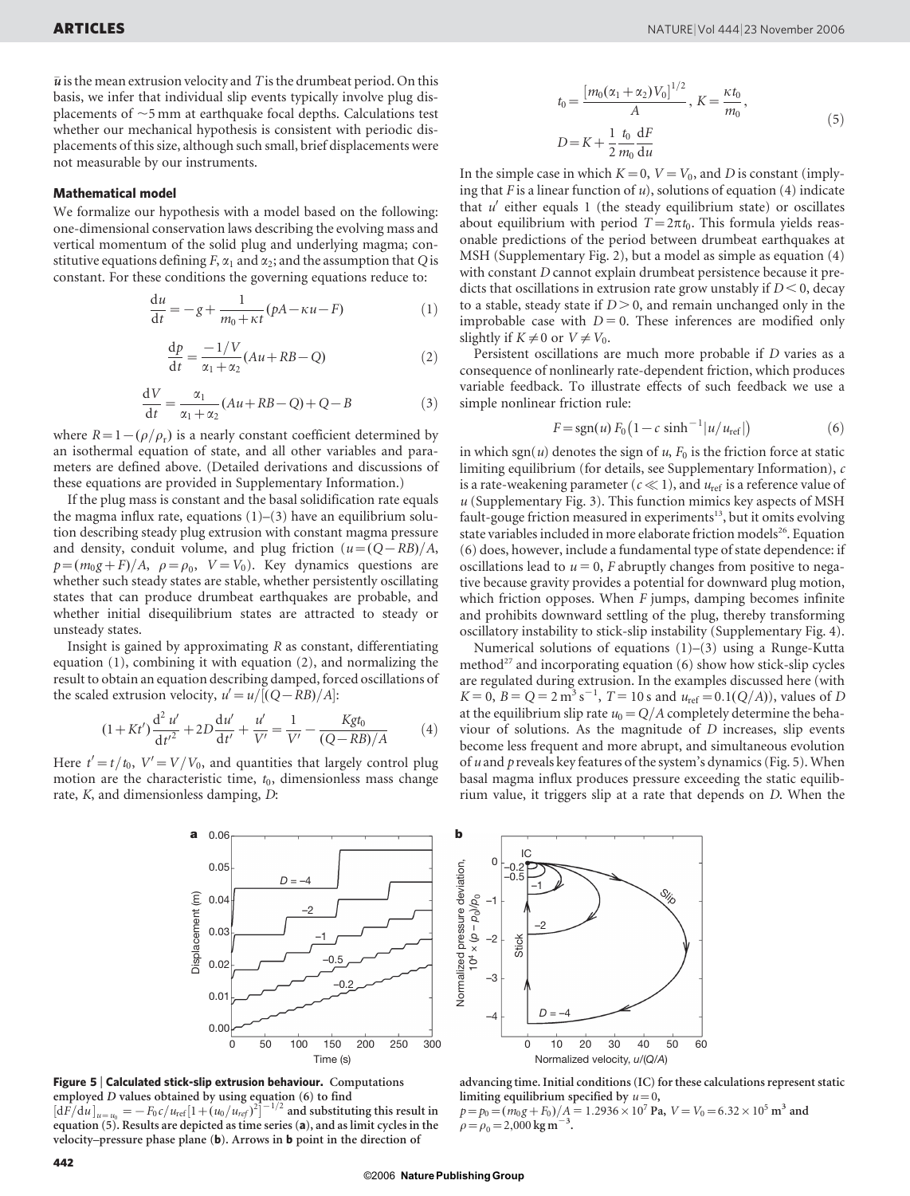$\bar{u}$ is the mean extrusion velocity and $T$ is the drumbeat period. On this basis, we infer that individual slip events typically involve plug displacements of ~5 mm at earthquake focal depths. Calculations test whether our mechanical hypothesis is consistent with periodic displacements of this size, although such small, brief displacements were not measurable by our instruments.

## Mathematical model

We formalize our hypothesis with a model based on the following: one-dimensional conservation laws describing the evolving mass and vertical momentum of the solid plug and underlying magma; constitutive equations defining $F$, $\alpha_1$ and $\alpha_2$; and the assumption that $Q$ is constant. For these conditions the governing equations reduce to:

$$\frac{\mathrm{d}u}{\mathrm{d}t} = -g + \frac{1}{m_0 + \kappa t}(pA - \kappa u - F) \tag{1}$$

$$\frac{\mathrm{d}p}{\mathrm{d}t} = \frac{-1/V}{\alpha_1 + \alpha_2}(Au + RB - Q) \tag{2}$$

$$\frac{\mathrm{d}V}{\mathrm{d}t} = \frac{\alpha_1}{\alpha_1 + \alpha_2}(Au + RB - Q) + Q - B \tag{3}$$

where $R = 1 - (\rho/\rho_r)$ is a nearly constant coefficient determined by an isothermal equation of state, and all other variables and parameters are defined above. (Detailed derivations and discussions of these equations are provided in Supplementary Information.)

If the plug mass is constant and the basal solidification rate equals the magma influx rate, equations (1)–(3) have an equilibrium solution describing steady plug extrusion with constant magma pressure and density, conduit volume, and plug friction ($u = (Q - RB)/A$, $p = (m_0 g + F)/A$, $\rho = \rho_0$, $V = V_0$). Key dynamics questions are whether such steady states are stable, whether persistently oscillating states that can produce drumbeat earthquakes are probable, and whether initial disequilibrium states are attracted to steady or unsteady states.

Insight is gained by approximating $R$ as constant, differentiating equation (1), combining it with equation (2), and normalizing the result to obtain an equation describing damped, forced oscillations of the scaled extrusion velocity, $u' = u/[(Q - RB)/A]$:

$$(1 + Kt')\frac{\mathrm{d}^2 u'}{\mathrm{d}t'^2} + 2D\frac{\mathrm{d}u'}{\mathrm{d}t'} + \frac{u'}{V'} = \frac{1}{V'} - \frac{Kgt_0}{(Q - RB)/A} \tag{4}$$

Here $t' = t/t_0$, $V' = V/V_0$, and quantities that largely control plug motion are the characteristic time, $t_0$, dimensionless mass change rate, $K$, and dimensionless damping, $D$:

$$t_0 = \frac{[m_0(\alpha_1 + \alpha_2)V_0]^{1/2}}{A}, \quad K = \frac{\kappa t_0}{m_0},$$
$$D = K + \frac{1}{2}\frac{t_0}{m_0}\frac{\mathrm{d}F}{\mathrm{d}u} \tag{5}$$

In the simple case in which $K = 0$, $V = V_0$, and $D$ is constant (implying that $F$ is a linear function of $u$), solutions of equation (4) indicate that $u'$ either equals 1 (the steady equilibrium state) or oscillates about equilibrium with period $T = 2\pi t_0$. This formula yields reasonable predictions of the period between drumbeat earthquakes at MSH (Supplementary Fig. 2), but a model as simple as equation (4) with constant $D$ cannot explain drumbeat persistence because it predicts that oscillations in extrusion rate grow unstably if $D < 0$, decay to a stable, steady state if $D > 0$, and remain unchanged only in the improbable case with $D = 0$. These inferences are modified only slightly if $K \neq 0$ or $V \neq V_0$.

Persistent oscillations are much more probable if $D$ varies as a consequence of nonlinearly rate-dependent friction, which produces variable feedback. To illustrate effects of such feedback we use a simple nonlinear friction rule:

$$F = \mathrm{sgn}(u)\, F_0 \left(1 - c \sinh^{-1}|u/u_{\mathrm{ref}}|\right) \tag{6}$$

in which $\mathrm{sgn}(u)$ denotes the sign of $u$, $F_0$ is the friction force at static limiting equilibrium (for details, see Supplementary Information), $c$ is a rate-weakening parameter ($c \ll 1$), and $u_{\mathrm{ref}}$ is a reference value of $u$ (Supplementary Fig. 3). This function mimics key aspects of MSH fault-gouge friction measured in experiments[13], but it omits evolving state variables included in more elaborate friction models[26]. Equation (6) does, however, include a fundamental type of state dependence: if oscillations lead to $u = 0$, $F$ abruptly changes from positive to negative because gravity provides a potential for downward plug motion, which friction opposes. When $F$ jumps, damping becomes infinite and prohibits downward settling of the plug, thereby transforming oscillatory instability to stick-slip instability (Supplementary Fig. 4).

Numerical solutions of equations (1)–(3) using a Runge-Kutta method[27] and incorporating equation (6) show how stick-slip cycles are regulated during extrusion. In the examples discussed here (with $K = 0$, $B = Q = 2\,\mathrm{m^3\,s^{-1}}$, $T = 10$ s and $u_{\mathrm{ref}} = 0.1(Q/A)$), values of $D$ at the equilibrium slip rate $u_0 = Q/A$ completely determine the behaviour of solutions. As the magnitude of $D$ increases, slip events become less frequent and more abrupt, and simultaneous evolution of $u$ and $p$ reveals key features of the system's dynamics (Fig. 5). When basal magma influx produces pressure exceeding the static equilibrium value, it triggers slip at a rate that depends on $D$. When the

**Figure 5 | Calculated stick-slip extrusion behaviour.** Computations employed $D$ values obtained by using equation (6) to find $[\mathrm{d}F/\mathrm{d}u]_{u=u_0} = -F_0 c/u_{\mathrm{ref}}[1 + (u_0/u_{\mathrm{ref}})^2]^{-1/2}$ and substituting this result in equation (5). Results are depicted as time series (**a**), and as limit cycles in the velocity–pressure phase plane (**b**). Arrows in **b** point in the direction of advancing time. Initial conditions (IC) for these calculations represent static limiting equilibrium specified by $u = 0$, $p = p_0 = (m_0 g + F_0)/A = 1.2936 \times 10^7$ Pa, $V = V_0 = 6.32 \times 10^5\,\mathrm{m^3}$ and $\rho = \rho_0 = 2{,}000\,\mathrm{kg\,m^{-3}}$.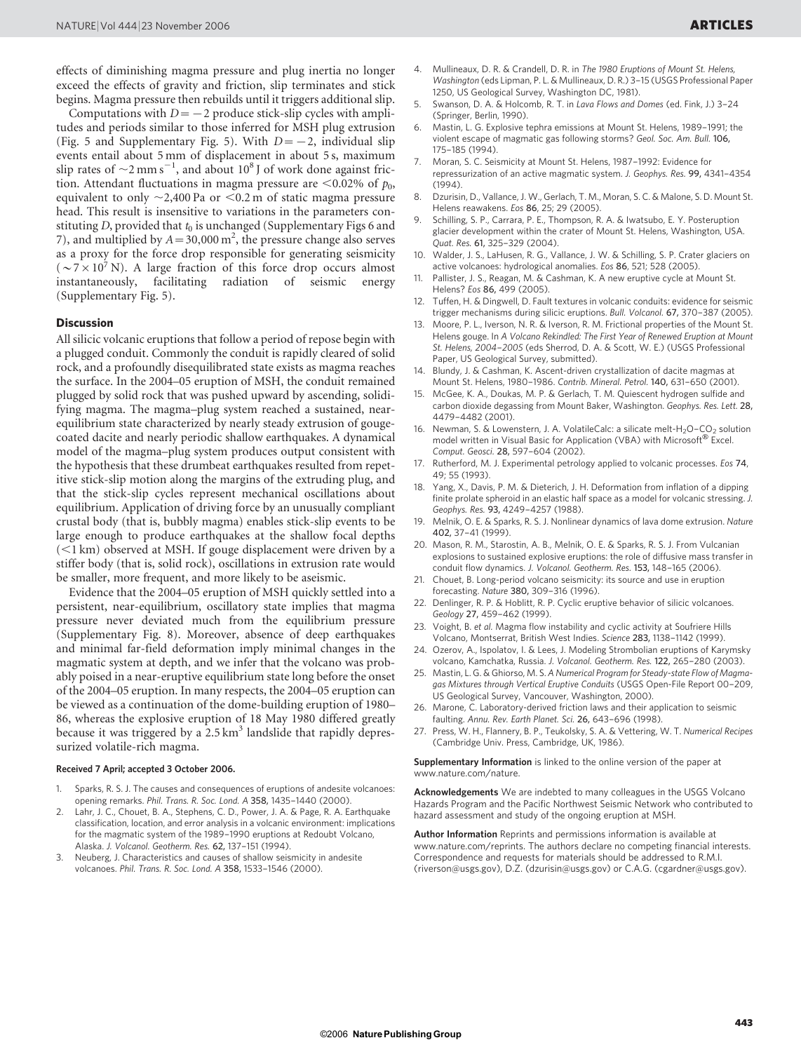effects of diminishing magma pressure and plug inertia no longer exceed the effects of gravity and friction, slip terminates and stick begins. Magma pressure then rebuilds until it triggers additional slip.

Computations with $D = -2$ produce stick-slip cycles with amplitudes and periods similar to those inferred for MSH plug extrusion (Fig. 5 and Supplementary Fig. 5). With $D = -2$, individual slip events entail about 5 mm of displacement in about 5 s, maximum slip rates of $\sim 2\ \mathrm{mm\ s^{-1}}$, and about $10^8$ J of work done against friction. Attendant fluctuations in magma pressure are $<0.02\%$ of $p_0$, equivalent to only $\sim 2{,}400$ Pa or $<0.2$ m of static magma pressure head. This result is insensitive to variations in the parameters constituting $D$, provided that $t_0$ is unchanged (Supplementary Figs 6 and 7), and multiplied by $A = 30{,}000\ \mathrm{m^2}$, the pressure change also serves as a proxy for the force drop responsible for generating seismicity ($\sim 7 \times 10^7$ N). A large fraction of this force drop occurs almost instantaneously, facilitating radiation of seismic energy (Supplementary Fig. 5).

## Discussion

All silicic volcanic eruptions that follow a period of repose begin with a plugged conduit. Commonly the conduit is rapidly cleared of solid rock, and a profoundly disequilibrated state exists as magma reaches the surface. In the 2004–05 eruption of MSH, the conduit remained plugged by solid rock that was pushed upward by ascending, solidifying magma. The magma–plug system reached a sustained, near-equilibrium state characterized by nearly steady extrusion of gouge-coated dacite and nearly periodic shallow earthquakes. A dynamical model of the magma–plug system produces output consistent with the hypothesis that these drumbeat earthquakes resulted from repetitive stick-slip motion along the margins of the extruding plug, and that the stick-slip cycles represent mechanical oscillations about equilibrium. Application of driving force by an unusually compliant crustal body (that is, bubbly magma) enables stick-slip events to be large enough to produce earthquakes at the shallow focal depths (<1 km) observed at MSH. If gouge displacement were driven by a stiffer body (that is, solid rock), oscillations in extrusion rate would be smaller, more frequent, and more likely to be aseismic.

Evidence that the 2004–05 eruption of MSH quickly settled into a persistent, near-equilibrium, oscillatory state implies that magma pressure never deviated much from the equilibrium pressure (Supplementary Fig. 8). Moreover, absence of deep earthquakes and minimal far-field deformation imply minimal changes in the magmatic system at depth, and we infer that the volcano was probably poised in a near-eruptive equilibrium state long before the onset of the 2004–05 eruption. In many respects, the 2004–05 eruption can be viewed as a continuation of the dome-building eruption of 1980–86, whereas the explosive eruption of 18 May 1980 differed greatly because it was triggered by a 2.5 $\mathrm{km^3}$ landslide that rapidly depressurized volatile-rich magma.

**Received 7 April; accepted 3 October 2006.**

1. Sparks, R. S. J. The causes and consequences of eruptions of andesite volcanoes: opening remarks. *Phil. Trans. R. Soc. Lond. A* **358,** 1435–1440 (2000).
2. Lahr, J. C., Chouet, B. A., Stephens, C. D., Power, J. A. & Page, R. A. Earthquake classification, location, and error analysis in a volcanic environment: implications for the magmatic system of the 1989–1990 eruptions at Redoubt Volcano, Alaska. *J. Volcanol. Geotherm. Res.* **62,** 137–151 (1994).
3. Neuberg, J. Characteristics and causes of shallow seismicity in andesite volcanoes. *Phil. Trans. R. Soc. Lond. A* **358,** 1533–1546 (2000).
4. Mullineaux, D. R. & Crandell, D. R. in *The 1980 Eruptions of Mount St. Helens, Washington* (eds Lipman, P. L. & Mullineaux, D. R.) 3–15 (USGS Professional Paper 1250, US Geological Survey, Washington DC, 1981).
5. Swanson, D. A. & Holcomb, R. T. in *Lava Flows and Domes* (ed. Fink, J.) 3–24 (Springer, Berlin, 1990).
6. Mastin, L. G. Explosive tephra emissions at Mount St. Helens, 1989–1991; the violent escape of magmatic gas following storms? *Geol. Soc. Am. Bull.* **106,** 175–185 (1994).
7. Moran, S. C. Seismicity at Mount St. Helens, 1987–1992: Evidence for repressurization of an active magmatic system. *J. Geophys. Res.* **99,** 4341–4354 (1994).
8. Dzurisin, D., Vallance, J. W., Gerlach, T. M., Moran, S. C. & Malone, S. D. Mount St. Helens reawakens. *Eos* **86,** 25; 29 (2005).
9. Schilling, S. P., Carrara, P. E., Thompson, R. A. & Iwatsubo, E. Y. Posteruption glacier development within the crater of Mount St. Helens, Washington, USA. *Quat. Res.* **61,** 325–329 (2004).
10. Walder, J. S., LaHusen, R. G., Vallance, J. W. & Schilling, S. P. Crater glaciers on active volcanoes: hydrological anomalies. *Eos* **86,** 521; 528 (2005).
11. Pallister, J. S., Reagan, M. & Cashman, K. A new eruptive cycle at Mount St. Helens? *Eos* **86,** 499 (2005).
12. Tuffen, H. & Dingwell, D. Fault textures in volcanic conduits: evidence for seismic trigger mechanisms during silicic eruptions. *Bull. Volcanol.* **67,** 370–387 (2005).
13. Moore, P. L., Iverson, N. R. & Iverson, R. M. Frictional properties of the Mount St. Helens gouge. In *A Volcano Rekindled: The First Year of Renewed Eruption at Mount St. Helens, 2004–2005* (eds Sherrod, D. A. & Scott, W. E.) (USGS Professional Paper, US Geological Survey, submitted).
14. Blundy, J. & Cashman, K. Ascent-driven crystallization of dacite magmas at Mount St. Helens, 1980–1986. *Contrib. Mineral. Petrol.* **140,** 631–650 (2001).
15. McGee, K. A., Doukas, M. P. & Gerlach, T. M. Quiescent hydrogen sulfide and carbon dioxide degassing from Mount Baker, Washington. *Geophys. Res. Lett.* **28,** 4479–4482 (2001).
16. Newman, S. & Lowenstern, J. A. VolatileCalc: a silicate melt-$H_2O$–$CO_2$ solution model written in Visual Basic for Application (VBA) with Microsoft® Excel. *Comput. Geosci.* **28,** 597–604 (2002).
17. Rutherford, M. J. Experimental petrology applied to volcanic processes. *Eos* **74,** 49; 55 (1993).
18. Yang, X., Davis, P. M. & Dieterich, J. H. Deformation from inflation of a dipping finite prolate spheroid in an elastic half space as a model for volcanic stressing. *J. Geophys. Res.* **93,** 4249–4257 (1988).
19. Melnik, O. E. & Sparks, R. S. J. Nonlinear dynamics of lava dome extrusion. *Nature* **402,** 37–41 (1999).
20. Mason, R. M., Starostin, A. B., Melnik, O. E. & Sparks, R. S. J. From Vulcanian explosions to sustained explosive eruptions: the role of diffusive mass transfer in conduit flow dynamics. *J. Volcanol. Geotherm. Res.* **153,** 148–165 (2006).
21. Chouet, B. Long-period volcano seismicity: its source and use in eruption forecasting. *Nature* **380,** 309–316 (1996).
22. Denlinger, R. P. & Hoblitt, R. P. Cyclic eruptive behavior of silicic volcanoes. *Geology* **27,** 459–462 (1999).
23. Voight, B. *et al.* Magma flow instability and cyclic activity at Soufriere Hills Volcano, Montserrat, British West Indies. *Science* **283,** 1138–1142 (1999).
24. Ozerov, A., Ispolatov, I. & Lees, J. Modeling Strombolian eruptions of Karymsky volcano, Kamchatka, Russia. *J. Volcanol. Geotherm. Res.* **122,** 265–280 (2003).
25. Mastin, L. G. & Ghiorso, M. S. *A Numerical Program for Steady-state Flow of Magma-gas Mixtures through Vertical Eruptive Conduits* (USGS Open-File Report 00–209, US Geological Survey, Vancouver, Washington, 2000).
26. Marone, C. Laboratory-derived friction laws and their application to seismic faulting. *Annu. Rev. Earth Planet. Sci.* **26,** 643–696 (1998).
27. Press, W. H., Flannery, B. P., Teukolsky, S. A. & Vettering, W. T. *Numerical Recipes* (Cambridge Univ. Press, Cambridge, UK, 1986).

**Supplementary Information** is linked to the online version of the paper at www.nature.com/nature.

**Acknowledgements** We are indebted to many colleagues in the USGS Volcano Hazards Program and the Pacific Northwest Seismic Network who contributed to hazard assessment and study of the ongoing eruption at MSH.

**Author Information** Reprints and permissions information is available at www.nature.com/reprints. The authors declare no competing financial interests. Correspondence and requests for materials should be addressed to R.M.I. (riverson@usgs.gov), D.Z. (dzurisin@usgs.gov) or C.A.G. (cgardner@usgs.gov).